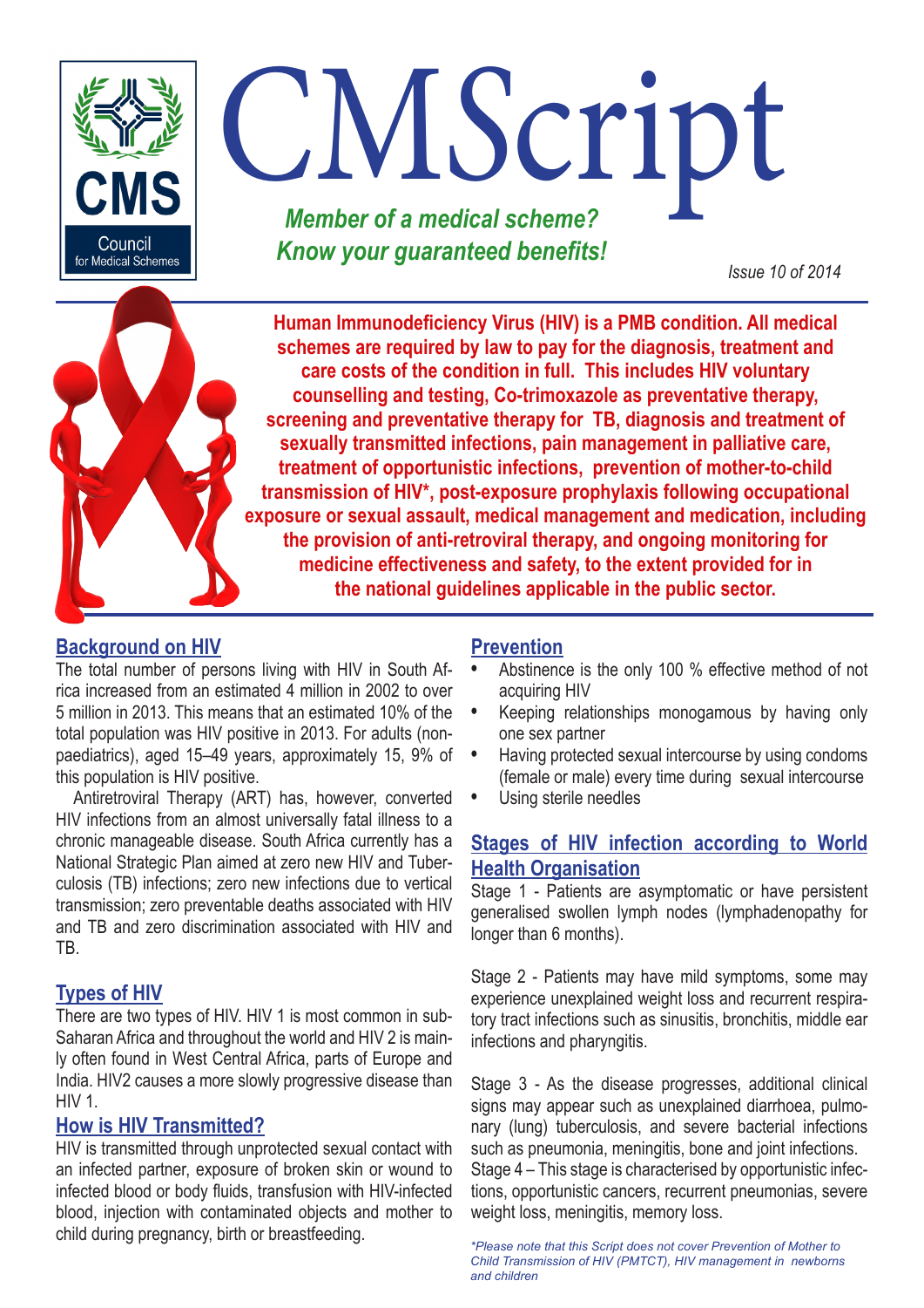# CMScript

CMS Council for Medical Schemes

***Member of a medical scheme? Know your guaranteed benefits!***

*Issue 10 of 2014*

**Human Immunodeficiency Virus (HIV) is a PMB condition. All medical schemes are required by law to pay for the diagnosis, treatment and care costs of the condition in full. This includes HIV voluntary counselling and testing, Co-trimoxazole as preventative therapy, screening and preventative therapy for TB, diagnosis and treatment of sexually transmitted infections, pain management in palliative care, treatment of opportunistic infections, prevention of mother-to-child transmission of HIV\*, post-exposure prophylaxis following occupational exposure or sexual assault, medical management and medication, including the provision of anti-retroviral therapy, and ongoing monitoring for medicine effectiveness and safety, to the extent provided for in the national guidelines applicable in the public sector.**

## Background on HIV

The total number of persons living with HIV in South Africa increased from an estimated 4 million in 2002 to over 5 million in 2013. This means that an estimated 10% of the total population was HIV positive in 2013. For adults (non-paediatrics), aged 15–49 years, approximately 15, 9% of this population is HIV positive.

Antiretroviral Therapy (ART) has, however, converted HIV infections from an almost universally fatal illness to a chronic manageable disease. South Africa currently has a National Strategic Plan aimed at zero new HIV and Tuberculosis (TB) infections; zero new infections due to vertical transmission; zero preventable deaths associated with HIV and TB and zero discrimination associated with HIV and TB.

## Types of HIV

There are two types of HIV. HIV 1 is most common in sub-Saharan Africa and throughout the world and HIV 2 is mainly often found in West Central Africa, parts of Europe and India. HIV2 causes a more slowly progressive disease than HIV 1.

## How is HIV Transmitted?

HIV is transmitted through unprotected sexual contact with an infected partner, exposure of broken skin or wound to infected blood or body fluids, transfusion with HIV-infected blood, injection with contaminated objects and mother to child during pregnancy, birth or breastfeeding.

## Prevention

- Abstinence is the only 100 % effective method of not acquiring HIV
- Keeping relationships monogamous by having only one sex partner
- Having protected sexual intercourse by using condoms (female or male) every time during sexual intercourse
- Using sterile needles

## Stages of HIV infection according to World Health Organisation

Stage 1 - Patients are asymptomatic or have persistent generalised swollen lymph nodes (lymphadenopathy for longer than 6 months).

Stage 2 - Patients may have mild symptoms, some may experience unexplained weight loss and recurrent respiratory tract infections such as sinusitis, bronchitis, middle ear infections and pharyngitis.

Stage 3 - As the disease progresses, additional clinical signs may appear such as unexplained diarrhoea, pulmonary (lung) tuberculosis, and severe bacterial infections such as pneumonia, meningitis, bone and joint infections.

Stage 4 – This stage is characterised by opportunistic infections, opportunistic cancers, recurrent pneumonias, severe weight loss, meningitis, memory loss.

*\*Please note that this Script does not cover Prevention of Mother to Child Transmission of HIV (PMTCT), HIV management in newborns and children*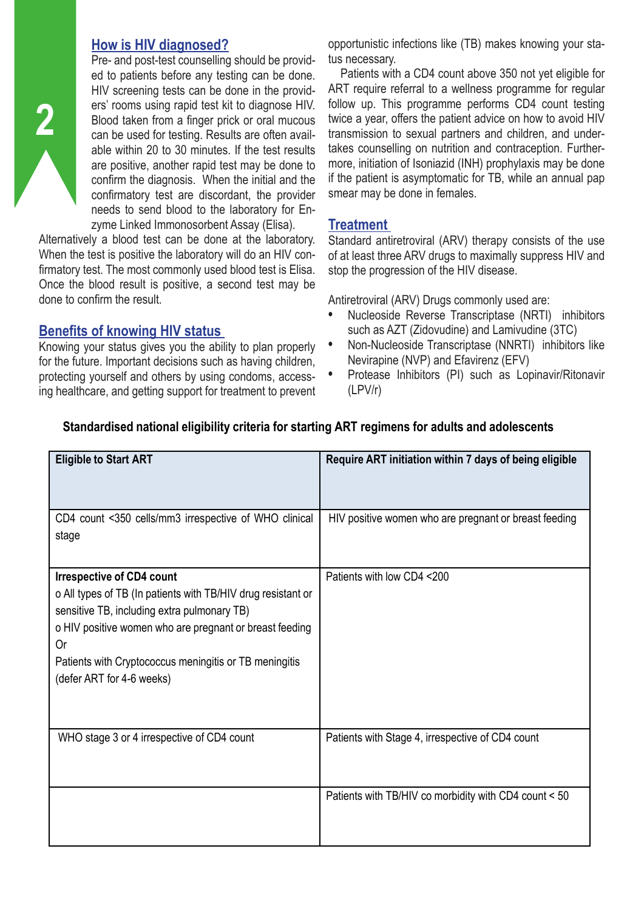## How is HIV diagnosed?

Pre- and post-test counselling should be provided to patients before any testing can be done. HIV screening tests can be done in the providers' rooms using rapid test kit to diagnose HIV. Blood taken from a finger prick or oral mucous can be used for testing. Results are often available within 20 to 30 minutes. If the test results are positive, another rapid test may be done to confirm the diagnosis. When the initial and the confirmatory test are discordant, the provider needs to send blood to the laboratory for Enzyme Linked Immonosorbent Assay (Elisa).

Alternatively a blood test can be done at the laboratory. When the test is positive the laboratory will do an HIV confirmatory test. The most commonly used blood test is Elisa. Once the blood result is positive, a second test may be done to confirm the result.

## Benefits of knowing HIV status

Knowing your status gives you the ability to plan properly for the future. Important decisions such as having children, protecting yourself and others by using condoms, accessing healthcare, and getting support for treatment to prevent opportunistic infections like (TB) makes knowing your status necessary.

Patients with a CD4 count above 350 not yet eligible for ART require referral to a wellness programme for regular follow up. This programme performs CD4 count testing twice a year, offers the patient advice on how to avoid HIV transmission to sexual partners and children, and undertakes counselling on nutrition and contraception. Furthermore, initiation of Isoniazid (INH) prophylaxis may be done if the patient is asymptomatic for TB, while an annual pap smear may be done in females.

## Treatment

Standard antiretroviral (ARV) therapy consists of the use of at least three ARV drugs to maximally suppress HIV and stop the progression of the HIV disease.

Antiretroviral (ARV) Drugs commonly used are:

- Nucleoside Reverse Transcriptase (NRTI) inhibitors such as AZT (Zidovudine) and Lamivudine (3TC)
- Non-Nucleoside Reverse Transcriptase (NNRTI) inhibitors like Nevirapine (NVP) and Efavirenz (EFV)
- Protease Inhibitors (PI) such as Lopinavir/Ritonavir (LPV/r)

**Standardised national eligibility criteria for starting ART regimens for adults and adolescents**

| **Eligible to Start ART** | **Require ART initiation within 7 days of being eligible** |
|---|---|
| CD4 count <350 cells/mm3 irrespective of WHO clinical stage | HIV positive women who are pregnant or breast feeding |
| **Irrespective of CD4 count**<br>o All types of TB (In patients with TB/HIV drug resistant or sensitive TB, including extra pulmonary TB)<br>o HIV positive women who are pregnant or breast feeding<br>Or<br>Patients with Cryptococcus meningitis or TB meningitis (defer ART for 4-6 weeks) | Patients with low CD4 <200 |
| WHO stage 3 or 4 irrespective of CD4 count | Patients with Stage 4, irrespective of CD4 count |
| | Patients with TB/HIV co morbidity with CD4 count < 50 |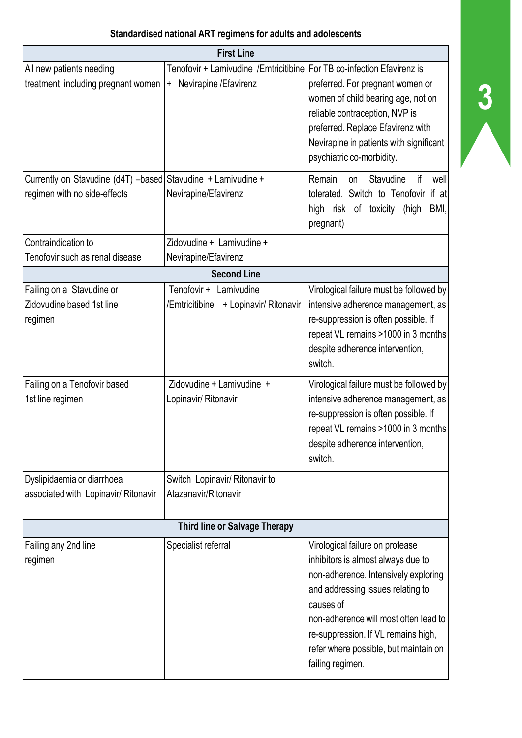**Standardised national ART regimens for adults and adolescents**

| | | |
|---|---|---|
| **First Line** | | |
| All new patients needing treatment, including pregnant women | Tenofovir + Lamivudine /Emtricitibine + Nevirapine /Efavirenz | For TB co-infection Efavirenz is preferred. For pregnant women or women of child bearing age, not on reliable contraception, NVP is preferred. Replace Efavirenz with Nevirapine in patients with significant psychiatric co-morbidity. |
| Currently on Stavudine (d4T) –based regimen with no side-effects | Stavudine + Lamivudine + Nevirapine/Efavirenz | Remain on Stavudine if well tolerated. Switch to Tenofovir if at high risk of toxicity (high BMI, pregnant) |
| Contraindication to Tenofovir such as renal disease | Zidovudine + Lamivudine + Nevirapine/Efavirenz | |
| **Second Line** | | |
| Failing on a Stavudine or Zidovudine based 1st line regimen | Tenofovir + Lamivudine /Emtricitibine + Lopinavir/ Ritonavir | Virological failure must be followed by intensive adherence management, as re-suppression is often possible. If repeat VL remains >1000 in 3 months despite adherence intervention, switch. |
| Failing on a Tenofovir based 1st line regimen | Zidovudine + Lamivudine + Lopinavir/ Ritonavir | Virological failure must be followed by intensive adherence management, as re-suppression is often possible. If repeat VL remains >1000 in 3 months despite adherence intervention, switch. |
| Dyslipidaemia or diarrhoea associated with Lopinavir/ Ritonavir | Switch Lopinavir/ Ritonavir to Atazanavir/Ritonavir | |
| **Third line or Salvage Therapy** | | |
| Failing any 2nd line regimen | Specialist referral | Virological failure on protease inhibitors is almost always due to non-adherence. Intensively exploring and addressing issues relating to causes of non-adherence will most often lead to re-suppression. If VL remains high, refer where possible, but maintain on failing regimen. |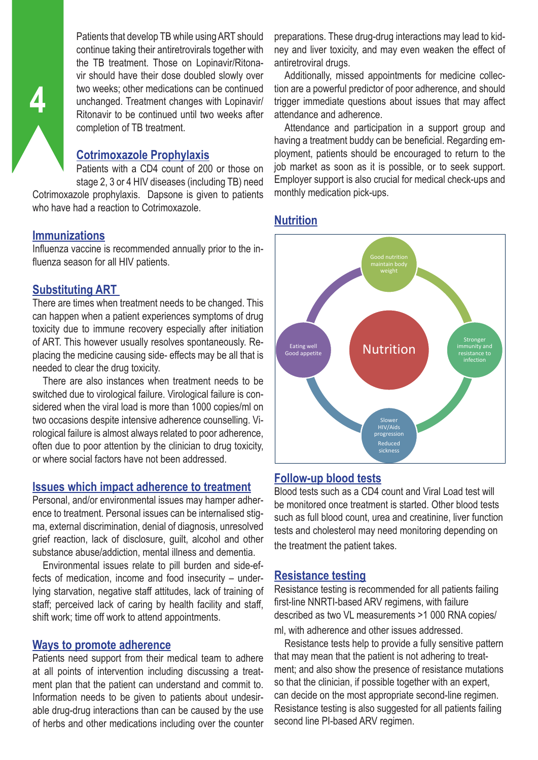Patients that develop TB while using ART should continue taking their antiretrovirals together with the TB treatment. Those on Lopinavir/Ritonavir should have their dose doubled slowly over two weeks; other medications can be continued unchanged. Treatment changes with Lopinavir/Ritonavir to be continued until two weeks after completion of TB treatment.

## Cotrimoxazole Prophylaxis

Patients with a CD4 count of 200 or those on stage 2, 3 or 4 HIV diseases (including TB) need Cotrimoxazole prophylaxis. Dapsone is given to patients who have had a reaction to Cotrimoxazole.

## Immunizations

Influenza vaccine is recommended annually prior to the influenza season for all HIV patients.

## Substituting ART

There are times when treatment needs to be changed. This can happen when a patient experiences symptoms of drug toxicity due to immune recovery especially after initiation of ART. This however usually resolves spontaneously. Replacing the medicine causing side- effects may be all that is needed to clear the drug toxicity.

There are also instances when treatment needs to be switched due to virological failure. Virological failure is considered when the viral load is more than 1000 copies/ml on two occasions despite intensive adherence counselling. Virological failure is almost always related to poor adherence, often due to poor attention by the clinician to drug toxicity, or where social factors have not been addressed.

## Issues which impact adherence to treatment

Personal, and/or environmental issues may hamper adherence to treatment. Personal issues can be internalised stigma, external discrimination, denial of diagnosis, unresolved grief reaction, lack of disclosure, guilt, alcohol and other substance abuse/addiction, mental illness and dementia.

Environmental issues relate to pill burden and side-effects of medication, income and food insecurity – underlying starvation, negative staff attitudes, lack of training of staff; perceived lack of caring by health facility and staff, shift work; time off work to attend appointments.

## Ways to promote adherence

Patients need support from their medical team to adhere at all points of intervention including discussing a treatment plan that the patient can understand and commit to. Information needs to be given to patients about undesirable drug-drug interactions than can be caused by the use of herbs and other medications including over the counter preparations. These drug-drug interactions may lead to kidney and liver toxicity, and may even weaken the effect of antiretroviral drugs.

Additionally, missed appointments for medicine collection are a powerful predictor of poor adherence, and should trigger immediate questions about issues that may affect attendance and adherence.

Attendance and participation in a support group and having a treatment buddy can be beneficial. Regarding employment, patients should be encouraged to return to the job market as soon as it is possible, or to seek support. Employer support is also crucial for medical check-ups and monthly medication pick-ups.

## Nutrition

Nutrition

Good nutrition maintain body weight

Stronger immunity and resistance to infection

Slower HIV/Aids progression
Reduced sickness

Eating well
Good appetite

## Follow-up blood tests

Blood tests such as a CD4 count and Viral Load test will be monitored once treatment is started. Other blood tests such as full blood count, urea and creatinine, liver function tests and cholesterol may need monitoring depending on the treatment the patient takes.

## Resistance testing

Resistance testing is recommended for all patients failing first-line NNRTI-based ARV regimens, with failure described as two VL measurements >1 000 RNA copies/ml, with adherence and other issues addressed.

Resistance tests help to provide a fully sensitive pattern that may mean that the patient is not adhering to treatment; and also show the presence of resistance mutations so that the clinician, if possible together with an expert, can decide on the most appropriate second-line regimen. Resistance testing is also suggested for all patients failing second line PI-based ARV regimen.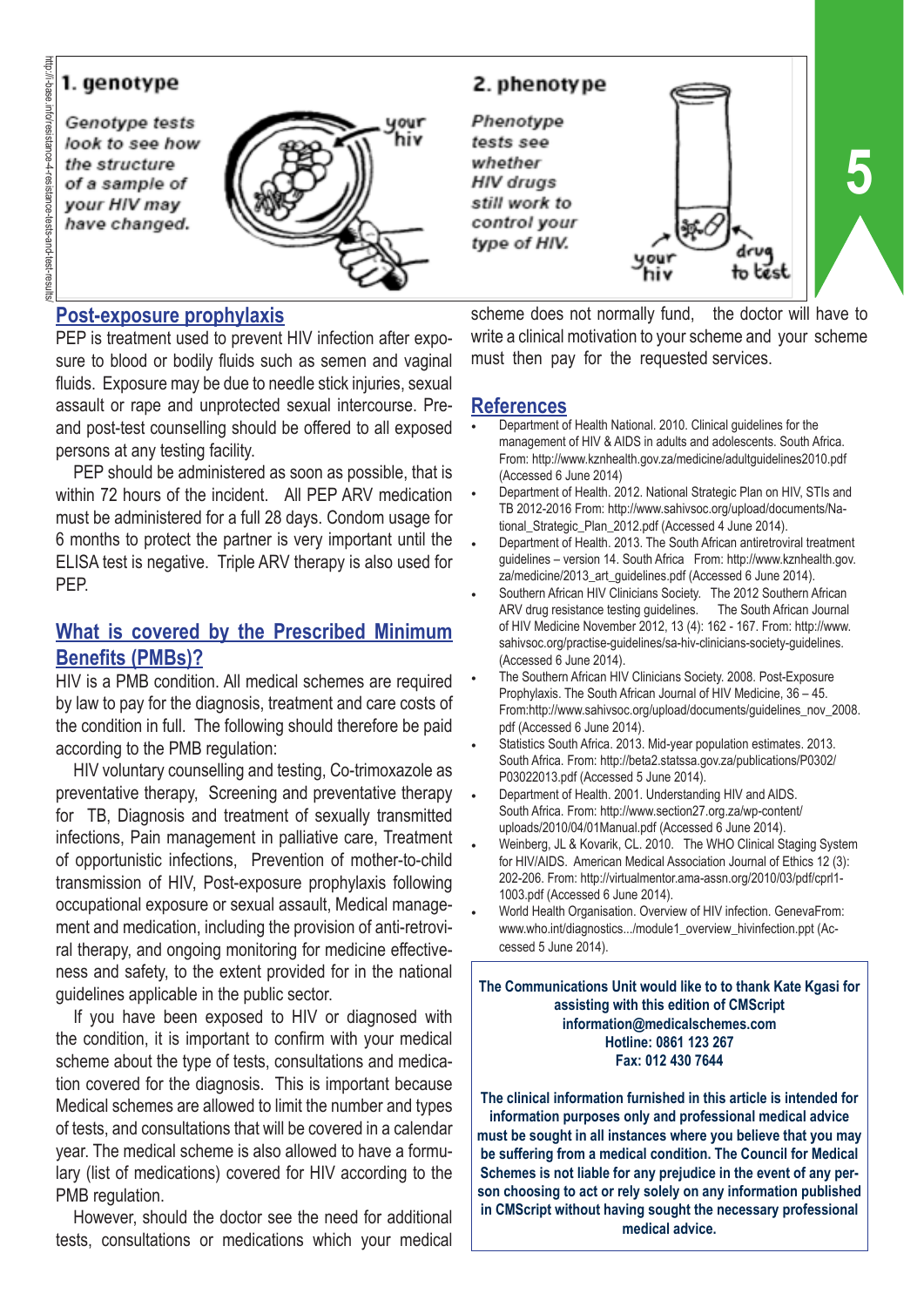## 1. genotype

Genotype tests look to see how the structure of a sample of your HIV may have changed.

your hiv

## 2. phenotype

Phenotype tests see whether HIV drugs still work to control your type of HIV.

your hiv

drug to test

http://i-base.info/resistance-4-resistance-tests-and-test-results/

## Post-exposure prophylaxis

PEP is treatment used to prevent HIV infection after exposure to blood or bodily fluids such as semen and vaginal fluids. Exposure may be due to needle stick injuries, sexual assault or rape and unprotected sexual intercourse. Pre- and post-test counselling should be offered to all exposed persons at any testing facility.

PEP should be administered as soon as possible, that is within 72 hours of the incident. All PEP ARV medication must be administered for a full 28 days. Condom usage for 6 months to protect the partner is very important until the ELISA test is negative. Triple ARV therapy is also used for PEP.

## What is covered by the Prescribed Minimum Benefits (PMBs)?

HIV is a PMB condition. All medical schemes are required by law to pay for the diagnosis, treatment and care costs of the condition in full. The following should therefore be paid according to the PMB regulation:

HIV voluntary counselling and testing, Co-trimoxazole as preventative therapy, Screening and preventative therapy for TB, Diagnosis and treatment of sexually transmitted infections, Pain management in palliative care, Treatment of opportunistic infections, Prevention of mother-to-child transmission of HIV, Post-exposure prophylaxis following occupational exposure or sexual assault, Medical management and medication, including the provision of anti-retroviral therapy, and ongoing monitoring for medicine effectiveness and safety, to the extent provided for in the national guidelines applicable in the public sector.

If you have been exposed to HIV or diagnosed with the condition, it is important to confirm with your medical scheme about the type of tests, consultations and medication covered for the diagnosis. This is important because Medical schemes are allowed to limit the number and types of tests, and consultations that will be covered in a calendar year. The medical scheme is also allowed to have a formulary (list of medications) covered for HIV according to the PMB regulation.

However, should the doctor see the need for additional tests, consultations or medications which your medical scheme does not normally fund, the doctor will have to write a clinical motivation to your scheme and your scheme must then pay for the requested services.

## References

- Department of Health National. 2010. Clinical guidelines for the management of HIV & AIDS in adults and adolescents. South Africa. From: http://www.kznhealth.gov.za/medicine/adultguidelines2010.pdf (Accessed 6 June 2014)
- Department of Health. 2012. National Strategic Plan on HIV, STIs and TB 2012-2016 From: http://www.sahivsoc.org/upload/documents/National_Strategic_Plan_2012.pdf (Accessed 4 June 2014).
- Department of Health. 2013. The South African antiretroviral treatment guidelines – version 14. South Africa From: http://www.kznhealth.gov.za/medicine/2013_art_guidelines.pdf (Accessed 6 June 2014).
- Southern African HIV Clinicians Society. The 2012 Southern African ARV drug resistance testing guidelines. The South African Journal of HIV Medicine November 2012, 13 (4): 162 - 167. From: http://www.sahivsoc.org/practise-guidelines/sa-hiv-clinicians-society-guidelines. (Accessed 6 June 2014).
- The Southern African HIV Clinicians Society. 2008. Post-Exposure Prophylaxis. The South African Journal of HIV Medicine, 36 – 45. From:http://www.sahivsoc.org/upload/documents/guidelines_nov_2008.pdf (Accessed 6 June 2014).
- Statistics South Africa. 2013. Mid-year population estimates. 2013. South Africa. From: http://beta2.statssa.gov.za/publications/P0302/P03022013.pdf (Accessed 5 June 2014).
- Department of Health. 2001. Understanding HIV and AIDS. South Africa. From: http://www.section27.org.za/wp-content/uploads/2010/04/01Manual.pdf (Accessed 6 June 2014).
- Weinberg, JL & Kovarik, CL. 2010. The WHO Clinical Staging System for HIV/AIDS. American Medical Association Journal of Ethics 12 (3): 202-206. From: http://virtualmentor.ama-assn.org/2010/03/pdf/cprl1-1003.pdf (Accessed 6 June 2014).
- World Health Organisation. Overview of HIV infection. GenevaFrom: www.who.int/diagnostics.../module1_overview_hivinfection.ppt (Accessed 5 June 2014).

**The Communications Unit would like to to thank Kate Kgasi for assisting with this edition of CMScript**
**information@medicalschemes.com**
**Hotline: 0861 123 267**
**Fax: 012 430 7644**

**The clinical information furnished in this article is intended for information purposes only and professional medical advice must be sought in all instances where you believe that you may be suffering from a medical condition. The Council for Medical Schemes is not liable for any prejudice in the event of any person choosing to act or rely solely on any information published in CMScript without having sought the necessary professional medical advice.**